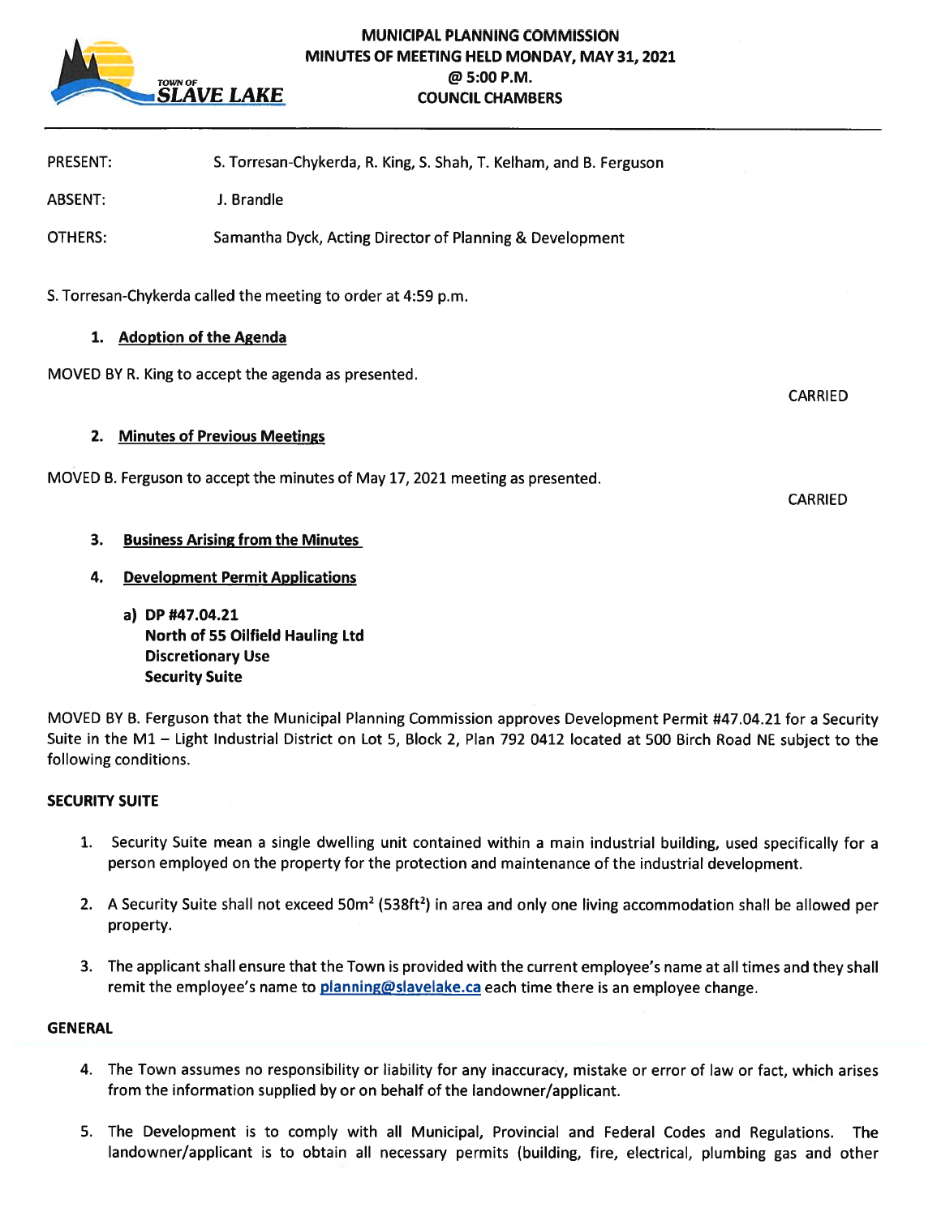# MUNICIPAL PLANNING COMMISSION
## MINUTES OF MEETING HELD MONDAY, MAY 31, 2021
## @ 5:00 P.M.
## COUNCIL CHAMBERS

PRESENT: S. Torresan-Chykerda, R. King, S. Shah, T. Kelham, and B. Ferguson

ABSENT: J. Brandle

OTHERS: Samantha Dyck, Acting Director of Planning & Development

S. Torresan-Chykerda called the meeting to order at 4:59 p.m.

1. **Adoption of the Agenda**

MOVED BY R. King to accept the agenda as presented.

CARRIED

2. **Minutes of Previous Meetings**

MOVED B. Ferguson to accept the minutes of May 17, 2021 meeting as presented.

CARRIED

3. **Business Arising from the Minutes**

4. **Development Permit Applications**

   a) **DP #47.04.21**
   **North of 55 Oilfield Hauling Ltd**
   **Discretionary Use**
   **Security Suite**

MOVED BY B. Ferguson that the Municipal Planning Commission approves Development Permit #47.04.21 for a Security Suite in the M1 – Light Industrial District on Lot 5, Block 2, Plan 792 0412 located at 500 Birch Road NE subject to the following conditions.

**SECURITY SUITE**

1. Security Suite mean a single dwelling unit contained within a main industrial building, used specifically for a person employed on the property for the protection and maintenance of the industrial development.

2. A Security Suite shall not exceed 50m$^2$ (538ft$^2$) in area and only one living accommodation shall be allowed per property.

3. The applicant shall ensure that the Town is provided with the current employee's name at all times and they shall remit the employee's name to planning@slavelake.ca each time there is an employee change.

**GENERAL**

4. The Town assumes no responsibility or liability for any inaccuracy, mistake or error of law or fact, which arises from the information supplied by or on behalf of the landowner/applicant.

5. The Development is to comply with all Municipal, Provincial and Federal Codes and Regulations. The landowner/applicant is to obtain all necessary permits (building, fire, electrical, plumbing gas and other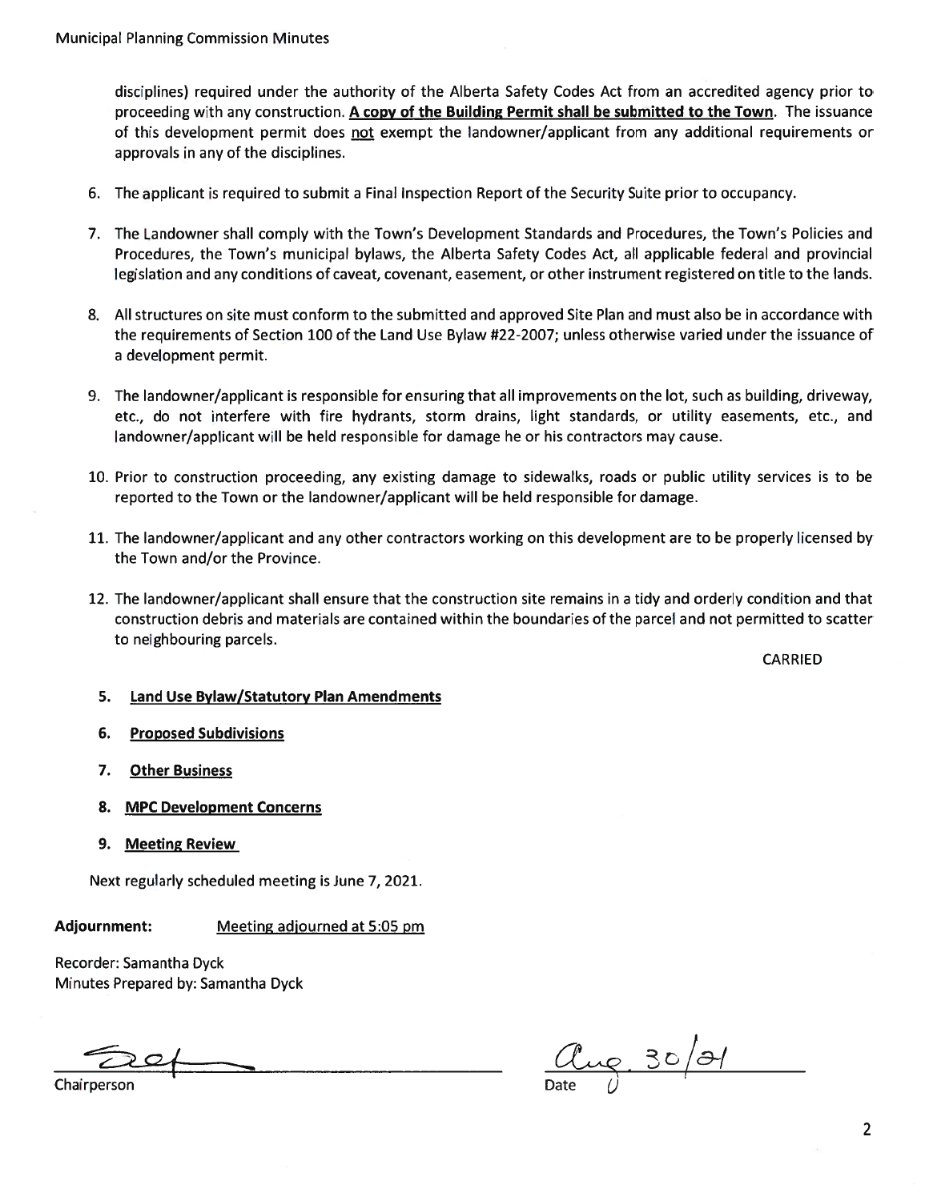disciplines) required under the authority of the Alberta Safety Codes Act from an accredited agency prior to proceeding with any construction. **A copy of the Building Permit shall be submitted to the Town**. The issuance of this development permit does not exempt the landowner/applicant from any additional requirements or approvals in any of the disciplines.

6. The applicant is required to submit a Final Inspection Report of the Security Suite prior to occupancy.

7. The Landowner shall comply with the Town's Development Standards and Procedures, the Town's Policies and Procedures, the Town's municipal bylaws, the Alberta Safety Codes Act, all applicable federal and provincial legislation and any conditions of caveat, covenant, easement, or other instrument registered on title to the lands.

8. All structures on site must conform to the submitted and approved Site Plan and must also be in accordance with the requirements of Section 100 of the Land Use Bylaw #22-2007; unless otherwise varied under the issuance of a development permit.

9. The landowner/applicant is responsible for ensuring that all improvements on the lot, such as building, driveway, etc., do not interfere with fire hydrants, storm drains, light standards, or utility easements, etc., and landowner/applicant will be held responsible for damage he or his contractors may cause.

10. Prior to construction proceeding, any existing damage to sidewalks, roads or public utility services is to be reported to the Town or the landowner/applicant will be held responsible for damage.

11. The landowner/applicant and any other contractors working on this development are to be properly licensed by the Town and/or the Province.

12. The landowner/applicant shall ensure that the construction site remains in a tidy and orderly condition and that construction debris and materials are contained within the boundaries of the parcel and not permitted to scatter to neighbouring parcels.

CARRIED

**5. Land Use Bylaw/Statutory Plan Amendments**

**6. Proposed Subdivisions**

**7. Other Business**

**8. MPC Development Concerns**

**9. Meeting Review**

Next regularly scheduled meeting is June 7, 2021.

**Adjournment:** Meeting adjourned at 5:05 pm

Recorder: Samantha Dyck
Minutes Prepared by: Samantha Dyck

Chairperson

Date Aug. 30/21